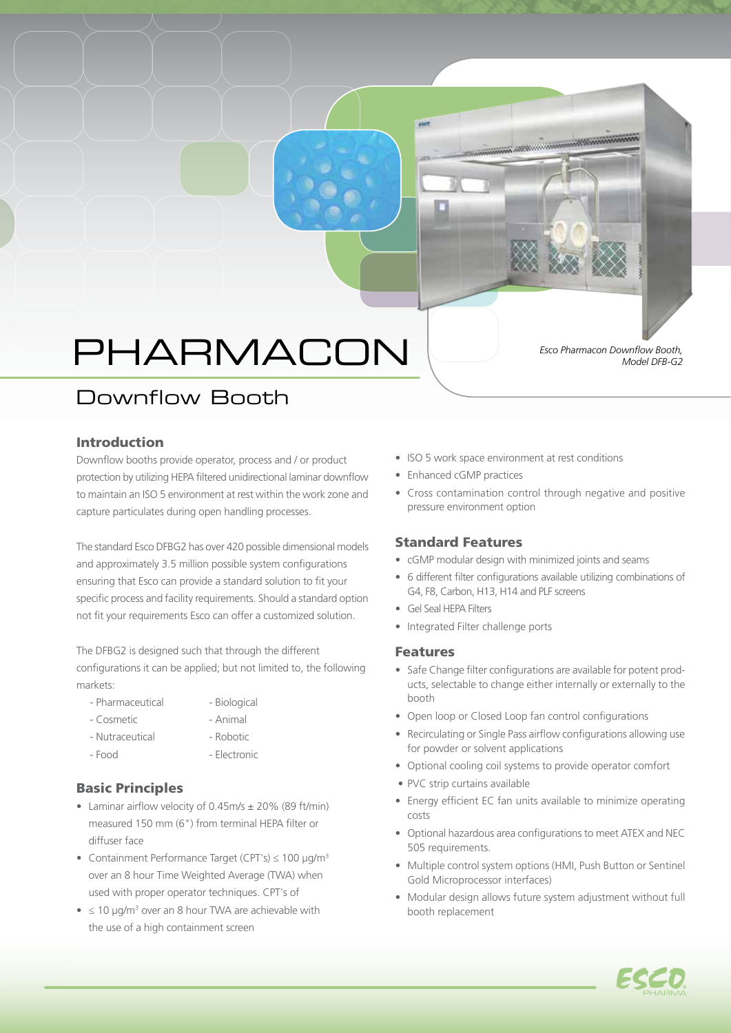# PHARMACON

## Downflow Booth

*Esco Pharmacon Downflow Booth, Model DFB-G2*

### Introduction

Downflow booths provide operator, process and / or product protection by utilizing HEPA filtered unidirectional laminar downflow to maintain an ISO 5 environment at rest within the work zone and capture particulates during open handling processes.

The standard Esco DFBG2 has over 420 possible dimensional models and approximately 3.5 million possible system configurations ensuring that Esco can provide a standard solution to fit your specific process and facility requirements. Should a standard option not fit your requirements Esco can offer a customized solution.

The DFBG2 is designed such that through the different configurations it can be applied; but not limited to, the following markets:

- Pharmaceutical
- Cosmetic
- Nutraceutical
- Food
- Biological
- Animal
- Robotic
- Electronic

### Basic Principles

- Laminar airflow velocity of 0.45m/s ± 20% (89 ft/min) measured 150 mm (6") from terminal HEPA filter or diffuser face
- Containment Performance Target (CPT's) ≤ 100 µg/m$^3$ over an 8 hour Time Weighted Average (TWA) when used with proper operator techniques. CPT's of
- ≤ 10 µg/m$^3$ over an 8 hour TWA are achievable with the use of a high containment screen
- ISO 5 work space environment at rest conditions
- Enhanced cGMP practices
- Cross contamination control through negative and positive pressure environment option

### Standard Features

- cGMP modular design with minimized joints and seams
- 6 different filter configurations available utilizing combinations of G4, F8, Carbon, H13, H14 and PLF screens
- Gel Seal HEPA Filters
- Integrated Filter challenge ports

### Features

- Safe Change filter configurations are available for potent products, selectable to change either internally or externally to the booth
- Open loop or Closed Loop fan control configurations
- Recirculating or Single Pass airflow configurations allowing use for powder or solvent applications
- Optional cooling coil systems to provide operator comfort
- PVC strip curtains available
- Energy efficient EC fan units available to minimize operating costs
- Optional hazardous area configurations to meet ATEX and NEC 505 requirements.
- Multiple control system options (HMI, Push Button or Sentinel Gold Microprocessor interfaces)
- Modular design allows future system adjustment without full booth replacement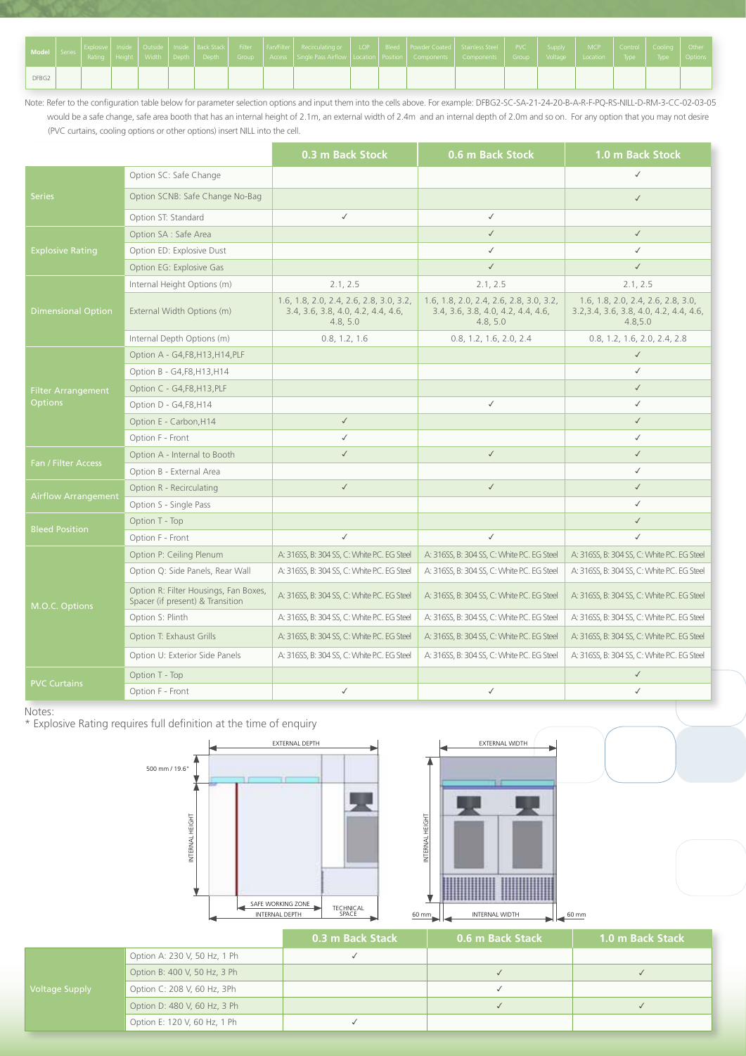| Model | Series | Explosive Rating | Inside Height | Outside Width | Inside Depth | Back Stack Depth | Filter Group | Fan/Filter Access | Recirculating or Single Pass Airflow | LOP Location | Bleed Position | Powder Coated Components | Stainless Steel Components | PVC Group | Supply Voltage | MCP Location | Control Type | Cooling Type | Other Options |
|---|---|---|---|---|---|---|---|---|---|---|---|---|---|---|---|---|---|---|---|
| DFBG2 | | | | | | | | | | | | | | | | | | | |

Note: Refer to the configuration table below for parameter selection options and input them into the cells above. For example: DFBG2-SC-SA-21-24-20-B-A-R-F-PQ-RS-NILL-D-RM-3-CC-02-03-05 would be a safe change, safe area booth that has an internal height of 2.1m, an external width of 2.4m and an internal depth of 2.0m and so on. For any option that you may not desire (PVC curtains, cooling options or other options) insert NILL into the cell.

| | | 0.3 m Back Stock | 0.6 m Back Stock | 1.0 m Back Stock |
|---|---|---|---|---|
| Series | Option SC: Safe Change | | | ✓ |
| | Option SCNB: Safe Change No-Bag | | | ✓ |
| | Option ST: Standard | ✓ | ✓ | |
| Explosive Rating | Option SA : Safe Area | | ✓ | ✓ |
| | Option ED: Explosive Dust | | ✓ | ✓ |
| | Option EG: Explosive Gas | | ✓ | ✓ |
| Dimensional Option | Internal Height Options (m) | 2.1, 2.5 | 2.1, 2.5 | 2.1, 2.5 |
| | External Width Options (m) | 1.6, 1.8, 2.0, 2.4, 2.6, 2.8, 3.0, 3.2, 3.4, 3.6, 3.8, 4.0, 4.2, 4.4, 4.6, 4.8, 5.0 | 1.6, 1.8, 2.0, 2.4, 2.6, 2.8, 3.0, 3.2, 3.4, 3.6, 3.8, 4.0, 4.2, 4.4, 4.6, 4.8, 5.0 | 1.6, 1.8, 2.0, 2.4, 2.6, 2.8, 3.0, 3.2,3.4, 3.6, 3.8, 4.0, 4.2, 4.4, 4.6, 4.8,5.0 |
| | Internal Depth Options (m) | 0.8, 1.2, 1.6 | 0.8, 1.2, 1.6, 2.0, 2.4 | 0.8, 1.2, 1.6, 2.0, 2.4, 2.8 |
| Filter Arrangement Options | Option A - G4,F8,H13,H14,PLF | | | ✓ |
| | Option B - G4,F8,H13,H14 | | | ✓ |
| | Option C - G4,F8,H13,PLF | | | ✓ |
| | Option D - G4,F8,H14 | | ✓ | ✓ |
| | Option E - Carbon,H14 | ✓ | | ✓ |
| | Option F - Front | ✓ | | ✓ |
| Fan / Filter Access | Option A - Internal to Booth | ✓ | ✓ | ✓ |
| | Option B - External Area | | | ✓ |
| Airflow Arrangement | Option R - Recirculating | ✓ | ✓ | ✓ |
| | Option S - Single Pass | | | ✓ |
| Bleed Position | Option T - Top | | | ✓ |
| | Option F - Front | ✓ | ✓ | ✓ |
| M.O.C. Options | Option P: Ceiling Plenum | A: 316SS, B: 304 SS, C: White P.C. EG Steel | A: 316SS, B: 304 SS, C: White P.C. EG Steel | A: 316SS, B: 304 SS, C: White P.C. EG Steel |
| | Option Q: Side Panels, Rear Wall | A: 316SS, B: 304 SS, C: White P.C. EG Steel | A: 316SS, B: 304 SS, C: White P.C. EG Steel | A: 316SS, B: 304 SS, C: White P.C. EG Steel |
| | Option R: Filter Housings, Fan Boxes, Spacer (if present) & Transition | A: 316SS, B: 304 SS, C: White P.C. EG Steel | A: 316SS, B: 304 SS, C: White P.C. EG Steel | A: 316SS, B: 304 SS, C: White P.C. EG Steel |
| | Option S: Plinth | A: 316SS, B: 304 SS, C: White P.C. EG Steel | A: 316SS, B: 304 SS, C: White P.C. EG Steel | A: 316SS, B: 304 SS, C: White P.C. EG Steel |
| | Option T: Exhaust Grills | A: 316SS, B: 304 SS, C: White P.C. EG Steel | A: 316SS, B: 304 SS, C: White P.C. EG Steel | A: 316SS, B: 304 SS, C: White P.C. EG Steel |
| | Option U: Exterior Side Panels | A: 316SS, B: 304 SS, C: White P.C. EG Steel | A: 316SS, B: 304 SS, C: White P.C. EG Steel | A: 316SS, B: 304 SS, C: White P.C. EG Steel |
| PVC Curtains | Option T - Top | | | ✓ |
| | Option F - Front | ✓ | ✓ | ✓ |

Notes:
* Explosive Rating requires full definition at the time of enquiry

EXTERNAL DEPTH — 500 mm / 19.6" — INTERNAL HEIGHT — SAFE WORKING ZONE — INTERNAL DEPTH — TECHNICAL SPACE

EXTERNAL WIDTH — INTERNAL HEIGHT — 60 mm — INTERNAL WIDTH — 60 mm

| | | 0.3 m Back Stack | 0.6 m Back Stack | 1.0 m Back Stack |
|---|---|---|---|---|
| Voltage Supply | Option A: 230 V, 50 Hz, 1 Ph | ✓ | | |
| | Option B: 400 V, 50 Hz, 3 Ph | | ✓ | ✓ |
| | Option C: 208 V, 60 Hz, 3Ph | | ✓ | |
| | Option D: 480 V, 60 Hz, 3 Ph | | ✓ | ✓ |
| | Option E: 120 V, 60 Hz, 1 Ph | ✓ | | |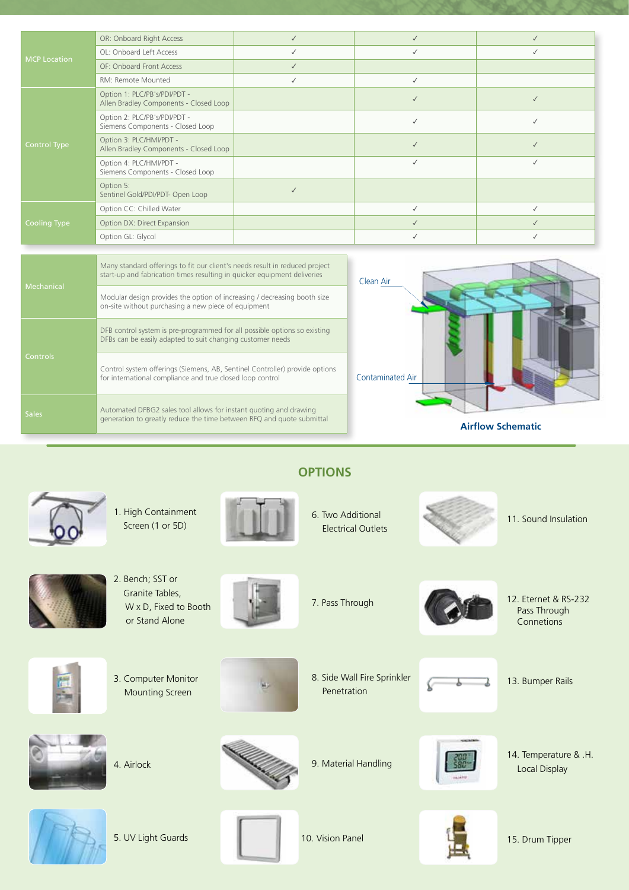| | | | | |
|---|---|---|---|---|
| MCP Location | OR: Onboard Right Access | ✓ | ✓ | ✓ |
| | OL: Onboard Left Access | ✓ | ✓ | ✓ |
| | OF: Onboard Front Access | ✓ | | |
| | RM: Remote Mounted | ✓ | ✓ | |
| Control Type | Option 1: PLC/PB's/PDI/PDT - Allen Bradley Components - Closed Loop | | ✓ | ✓ |
| | Option 2: PLC/PB's/PDI/PDT - Siemens Components - Closed Loop | | ✓ | ✓ |
| | Option 3: PLC/HMI/PDT - Allen Bradley Components - Closed Loop | | ✓ | ✓ |
| | Option 4: PLC/HMI/PDT - Siemens Components - Closed Loop | | ✓ | ✓ |
| | Option 5: Sentinel Gold/PDI/PDT- Open Loop | ✓ | | |
| Cooling Type | Option CC: Chilled Water | | ✓ | ✓ |
| | Option DX: Direct Expansion | | ✓ | ✓ |
| | Option GL: Glycol | | ✓ | ✓ |

| | |
|---|---|
| Mechanical | Many standard offerings to fit our client's needs result in reduced project start-up and fabrication times resulting in quicker equipment deliveries |
| | Modular design provides the option of increasing / decreasing booth size on-site without purchasing a new piece of equipment |
| Controls | DFB control system is pre-programmed for all possible options so existing DFBs can be easily adapted to suit changing customer needs |
| | Control system offerings (Siemens, AB, Sentinel Controller) provide options for international compliance and true closed loop control |
| Sales | Automated DFBG2 sales tool allows for instant quoting and drawing generation to greatly reduce the time between RFQ and quote submittal |

Clean Air

Contaminated Air

**Airflow Schematic**

## OPTIONS

1. High Containment Screen (1 or 5D)
2. Bench; SST or Granite Tables, W x D, Fixed to Booth or Stand Alone
3. Computer Monitor Mounting Screen
4. Airlock
5. UV Light Guards
6. Two Additional Electrical Outlets
7. Pass Through
8. Side Wall Fire Sprinkler Penetration
9. Material Handling
10. Vision Panel
11. Sound Insulation
12. Eternet & RS-232 Pass Through Connetions
13. Bumper Rails
14. Temperature & .H. Local Display
15. Drum Tipper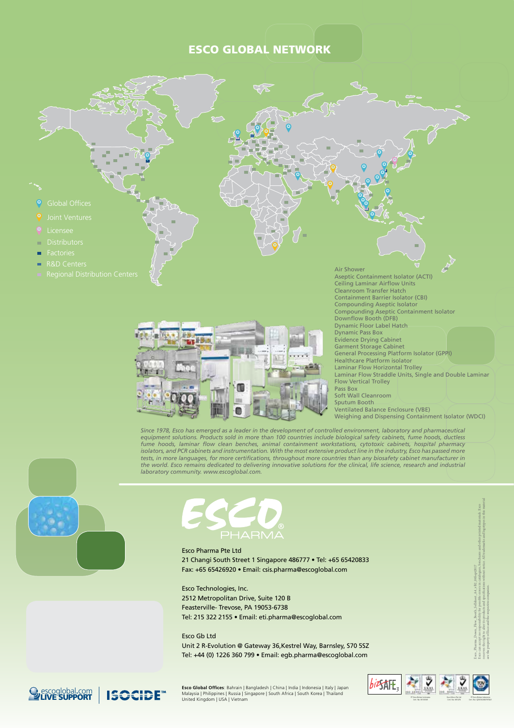## ESCO GLOBAL NETWORK

- Global Offices
- Joint Ventures
- Licensee
- Distributors
- Factories
- R&D Centers
- Regional Distribution Centers

Air Shower
Aseptic Containment Isolator (ACTI)
Ceiling Laminar Airflow Units
Cleanroom Transfer Hatch
Containment Barrier Isolator (CBI)
Compounding Aseptic Isolator
Compounding Aseptic Containment Isolator
Downflow Booth (DFB)
Dynamic Floor Label Hatch
Dynamic Pass Box
Evidence Drying Cabinet
Garment Storage Cabinet
General Processing Platform Isolator (GPPI)
Healthcare Platform isolator
Laminar Flow Horizontal Trolley
Laminar Flow Straddle Units, Single and Double Laminar
Flow Vertical Trolley
Pass Box
Soft Wall Cleanroom
Sputum Booth
Ventilated Balance Enclosure (VBE)
Weighing and Dispensing Containment Isolator (WDCI)

*Since 1978, Esco has emerged as a leader in the development of controlled environment, laboratory and pharmaceutical equipment solutions. Products sold in more than 100 countries include biological safety cabinets, fume hoods, ductless fume hoods, laminar flow clean benches, animal containment workstations, cytotoxic cabinets, hospital pharmacy isolators, and PCR cabinets and instrumentation. With the most extensive product line in the industry, Esco has passed more tests, in more languages, for more certifications, throughout more countries than any biosafety cabinet manufacturer in the world. Esco remains dedicated to delivering innovative solutions for the clinical, life science, research and industrial laboratory community. www.escoglobal.com.*

ESCO® PHARMA

Esco Pharma Pte Ltd
21 Changi South Street 1 Singapore 486777 • Tel: +65 65420833
Fax: +65 65426920 • Email: csis.pharma@escoglobal.com

Esco Technologies, Inc.
2512 Metropolitan Drive, Suite 120 B
Feasterville- Trevose, PA 19053-6738
Tel: 215 322 2155 • Email: eti.pharma@escoglobal.com

Esco Gb Ltd
Unit 2 R-Evolution @ Gateway 36,Kestrel Way, Barnsley, S70 5SZ
Tel: +44 (0) 1226 360 799 • Email: egb.pharma@escoglobal.com

escoglobal.com LIVE SUPPORT | ISOCIDE™

**Esco Global Offices**: Bahrain | Bangladesh | China | India | Indonesia | Italy | Japan
Malaysia | Philippines | Russia | Singapore | South Africa | South Korea | Thailand
United Kingdom | USA | Vietnam